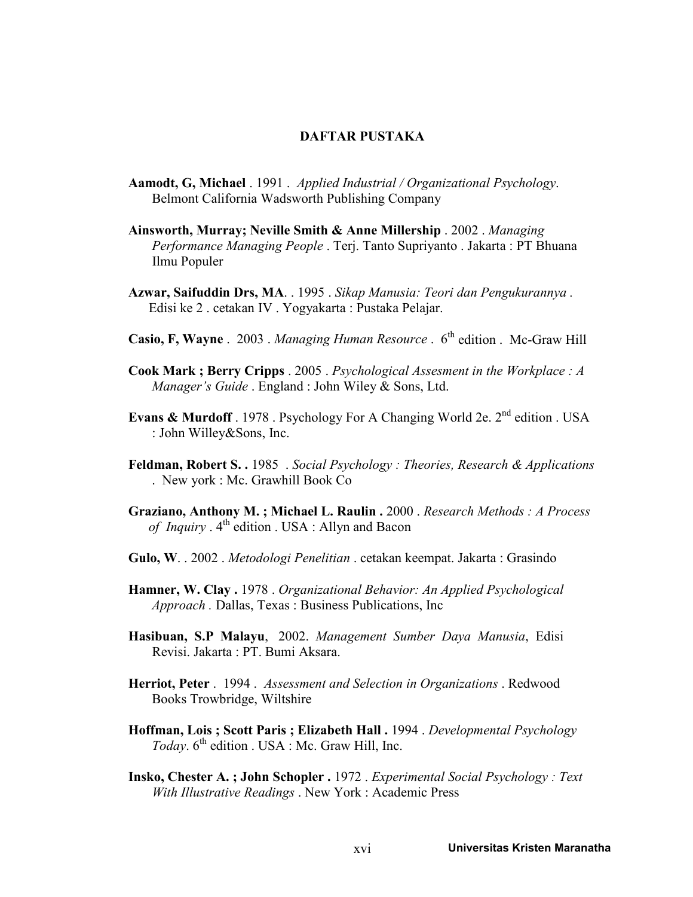# DAFTAR PUSTAKA

**Aamodt, G, Michael** . 1991 . *Applied Industrial / Organizational Psychology*. Belmont California Wadsworth Publishing Company

**Ainsworth, Murray; Neville Smith & Anne Millership** . 2002 . *Managing Performance Managing People* . Terj. Tanto Supriyanto . Jakarta : PT Bhuana Ilmu Populer

**Azwar, Saifuddin Drs, MA**. . 1995 . *Sikap Manusia: Teori dan Pengukurannya* . Edisi ke 2 . cetakan IV . Yogyakarta : Pustaka Pelajar.

**Casio, F, Wayne** . 2003 . *Managing Human Resource* . 6th edition . Mc-Graw Hill

**Cook Mark ; Berry Cripps** . 2005 . *Psychological Assesment in the Workplace : A Manager's Guide* . England : John Wiley & Sons, Ltd.

**Evans & Murdoff** . 1978 . Psychology For A Changing World 2e. 2nd edition . USA : John Willey&Sons, Inc.

**Feldman, Robert S. .** 1985 . *Social Psychology : Theories, Research & Applications* . New york : Mc. Grawhill Book Co

**Graziano, Anthony M. ; Michael L. Raulin .** 2000 . *Research Methods : A Process of Inquiry* . 4th edition . USA : Allyn and Bacon

**Gulo, W**. . 2002 . *Metodologi Penelitian* . cetakan keempat. Jakarta : Grasindo

**Hamner, W. Clay .** 1978 . *Organizational Behavior: An Applied Psychological Approach* . Dallas, Texas : Business Publications, Inc

**Hasibuan, S.P Malayu**, 2002. *Management Sumber Daya Manusia*, Edisi Revisi. Jakarta : PT. Bumi Aksara.

**Herriot, Peter** . 1994 . *Assessment and Selection in Organizations* . Redwood Books Trowbridge, Wiltshire

**Hoffman, Lois ; Scott Paris ; Elizabeth Hall .** 1994 . *Developmental Psychology Today*. 6th edition . USA : Mc. Graw Hill, Inc.

**Insko, Chester A. ; John Schopler .** 1972 . *Experimental Social Psychology : Text With Illustrative Readings* . New York : Academic Press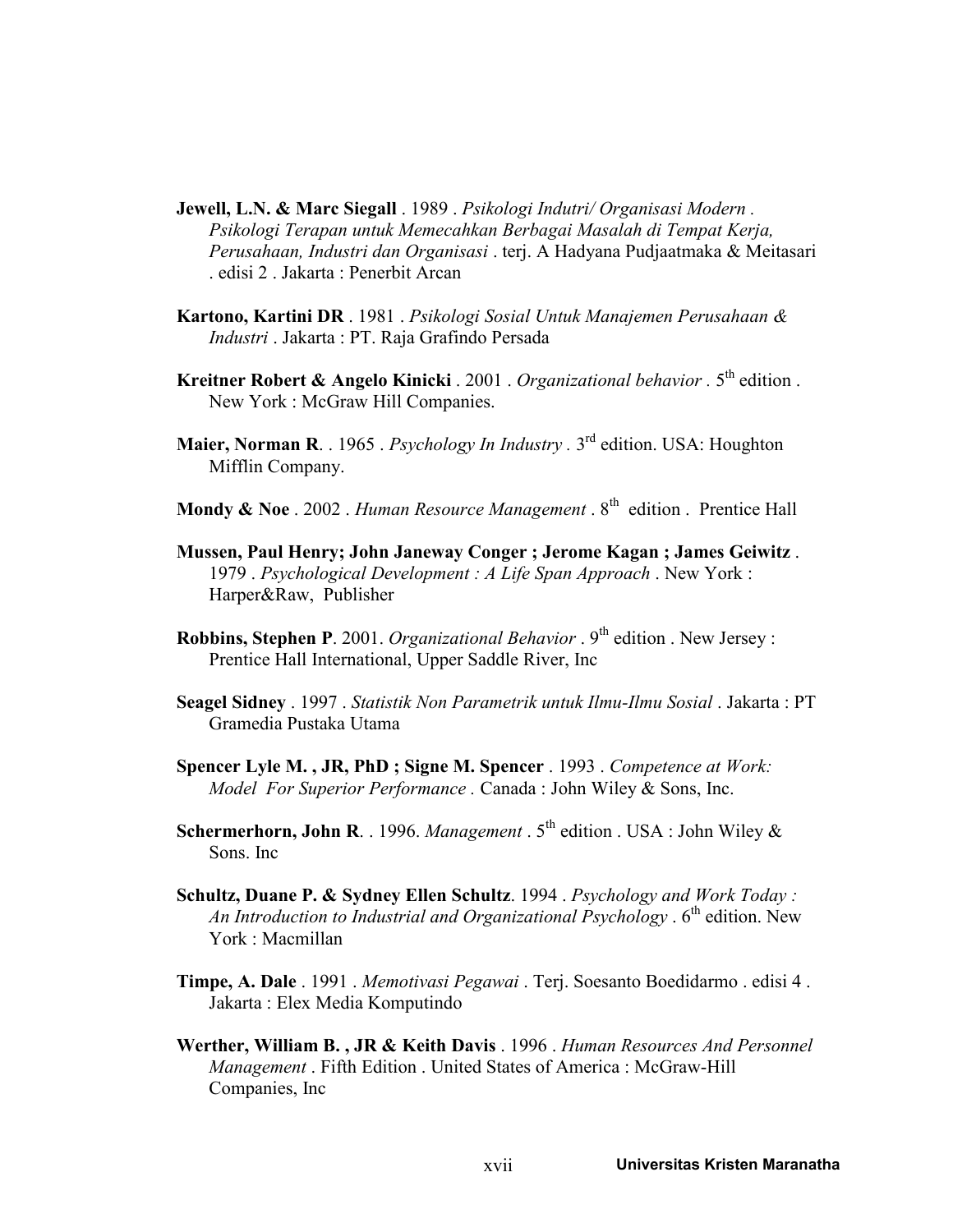**Jewell, L.N. & Marc Siegall** . 1989 . *Psikologi Indutri/ Organisasi Modern . Psikologi Terapan untuk Memecahkan Berbagai Masalah di Tempat Kerja, Perusahaan, Industri dan Organisasi* . terj. A Hadyana Pudjaatmaka & Meitasari . edisi 2 . Jakarta : Penerbit Arcan

**Kartono, Kartini DR** . 1981 . *Psikologi Sosial Untuk Manajemen Perusahaan & Industri* . Jakarta : PT. Raja Grafindo Persada

**Kreitner Robert & Angelo Kinicki** . 2001 . *Organizational behavior* . 5th edition . New York : McGraw Hill Companies.

**Maier, Norman R**. . 1965 . *Psychology In Industry* . 3rd edition. USA: Houghton Mifflin Company.

**Mondy & Noe** . 2002 . *Human Resource Management* . 8th edition . Prentice Hall

**Mussen, Paul Henry; John Janeway Conger ; Jerome Kagan ; James Geiwitz** . 1979 . *Psychological Development : A Life Span Approach* . New York : Harper&Raw, Publisher

**Robbins, Stephen P**. 2001. *Organizational Behavior* . 9th edition . New Jersey : Prentice Hall International, Upper Saddle River, Inc

**Seagel Sidney** . 1997 . *Statistik Non Parametrik untuk Ilmu-Ilmu Sosial* . Jakarta : PT Gramedia Pustaka Utama

**Spencer Lyle M. , JR, PhD ; Signe M. Spencer** . 1993 . *Competence at Work: Model For Superior Performance* . Canada : John Wiley & Sons, Inc.

**Schermerhorn, John R**. . 1996. *Management* . 5th edition . USA : John Wiley & Sons. Inc

**Schultz, Duane P. & Sydney Ellen Schultz**. 1994 . *Psychology and Work Today : An Introduction to Industrial and Organizational Psychology* . 6th edition. New York : Macmillan

**Timpe, A. Dale** . 1991 . *Memotivasi Pegawai* . Terj. Soesanto Boedidarmo . edisi 4 . Jakarta : Elex Media Komputindo

**Werther, William B. , JR & Keith Davis** . 1996 . *Human Resources And Personnel Management* . Fifth Edition . United States of America : McGraw-Hill Companies, Inc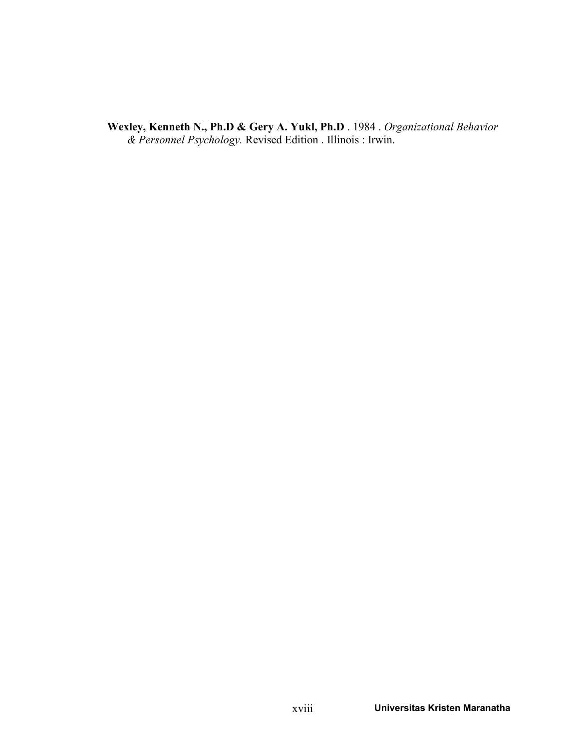**Wexley, Kenneth N., Ph.D & Gery A. Yukl, Ph.D** . 1984 . *Organizational Behavior & Personnel Psychology.* Revised Edition . Illinois : Irwin.